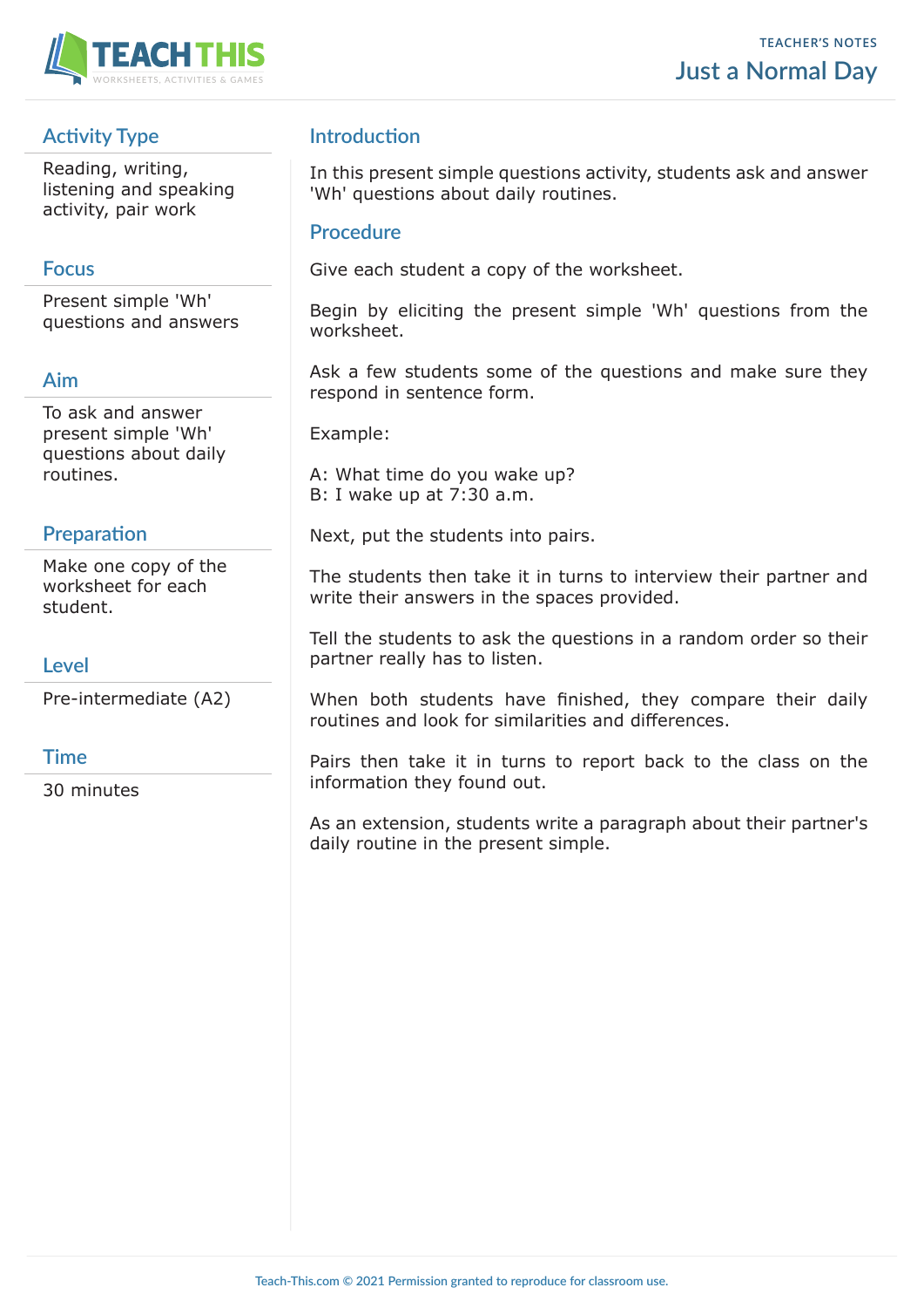TEACHER'S NOTES

# Just a Normal Day

## Activity Type

Reading, writing, listening and speaking activity, pair work

## Focus

Present simple 'Wh' questions and answers

## Aim

To ask and answer present simple 'Wh' questions about daily routines.

## Preparation

Make one copy of the worksheet for each student.

## Level

Pre-intermediate (A2)

## Time

30 minutes

## Introduction

In this present simple questions activity, students ask and answer 'Wh' questions about daily routines.

## Procedure

Give each student a copy of the worksheet.

Begin by eliciting the present simple 'Wh' questions from the worksheet.

Ask a few students some of the questions and make sure they respond in sentence form.

Example:

A: What time do you wake up?
B: I wake up at 7:30 a.m.

Next, put the students into pairs.

The students then take it in turns to interview their partner and write their answers in the spaces provided.

Tell the students to ask the questions in a random order so their partner really has to listen.

When both students have finished, they compare their daily routines and look for similarities and differences.

Pairs then take it in turns to report back to the class on the information they found out.

As an extension, students write a paragraph about their partner's daily routine in the present simple.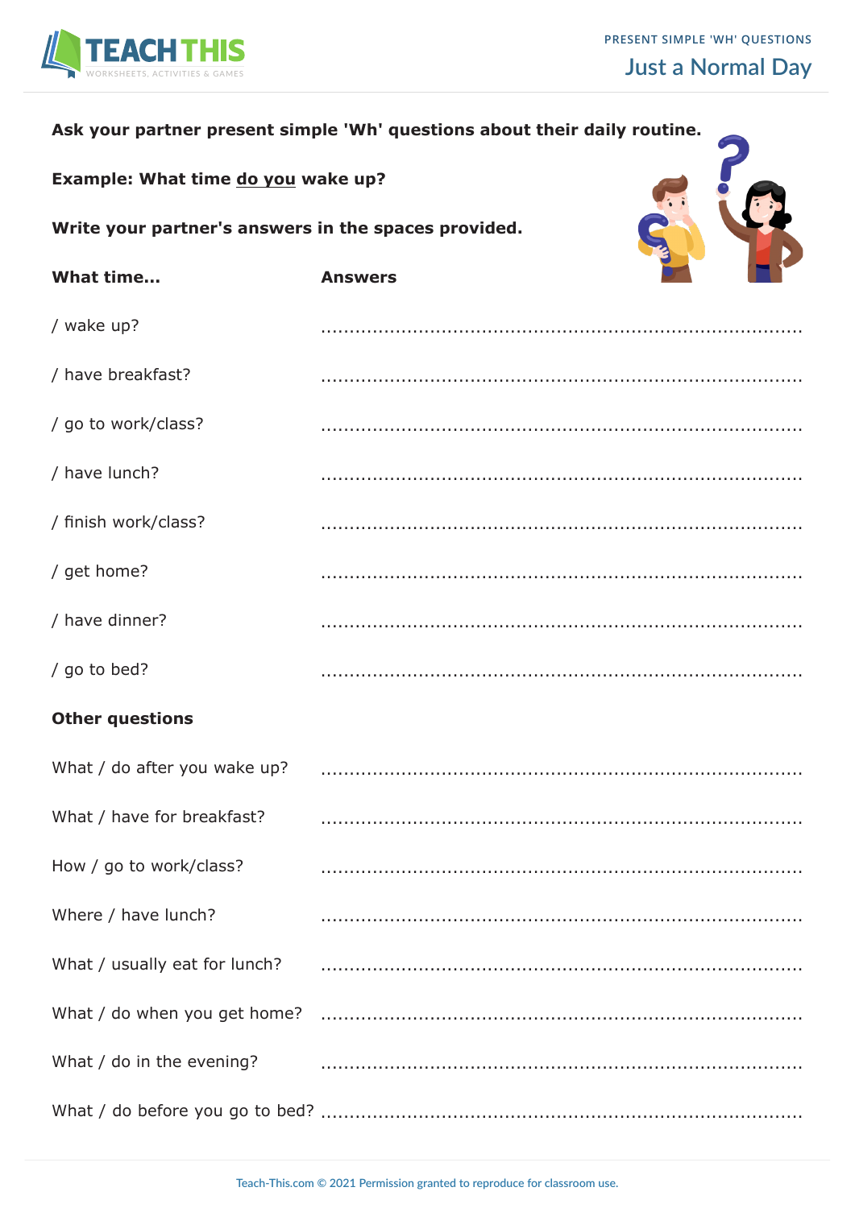**Ask your partner present simple 'Wh' questions about their daily routine.**

**Example: What time do you wake up?**

**Write your partner's answers in the spaces provided.**

| What time... | Answers |
|---|---|
| / wake up? | ........................................................................................ |
| / have breakfast? | ........................................................................................ |
| / go to work/class? | ........................................................................................ |
| / have lunch? | ........................................................................................ |
| / finish work/class? | ........................................................................................ |
| / get home? | ........................................................................................ |
| / have dinner? | ........................................................................................ |
| / go to bed? | ........................................................................................ |

**Other questions**

| | |
|---|---|
| What / do after you wake up? | ........................................................................................ |
| What / have for breakfast? | ........................................................................................ |
| How / go to work/class? | ........................................................................................ |
| Where / have lunch? | ........................................................................................ |
| What / usually eat for lunch? | ........................................................................................ |
| What / do when you get home? | ........................................................................................ |
| What / do in the evening? | ........................................................................................ |
| What / do before you go to bed? | ........................................................................................ |